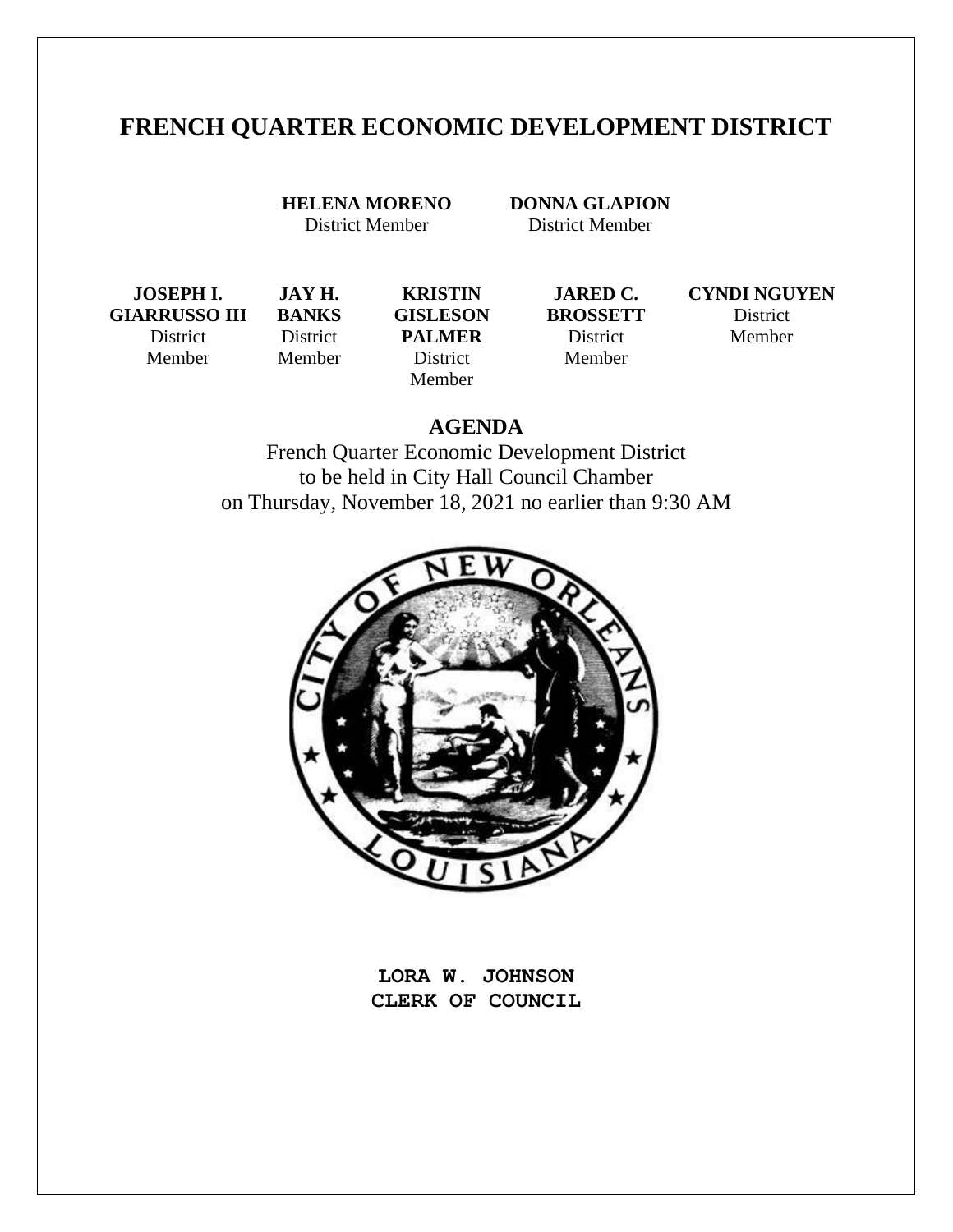# FRENCH QUARTER ECONOMIC DEVELOPMENT DISTRICT

**HELENA MORENO**
District Member

**DONNA GLAPION**
District Member

**JOSEPH I. GIARRUSSO III**
District Member

**JAY H. BANKS**
District Member

**KRISTIN GISLESON PALMER**
District Member

**JARED C. BROSSETT**
District Member

**CYNDI NGUYEN**
District Member

## AGENDA

French Quarter Economic Development District
to be held in City Hall Council Chamber
on Thursday, November 18, 2021 no earlier than 9:30 AM

**LORA W. JOHNSON**
**CLERK OF COUNCIL**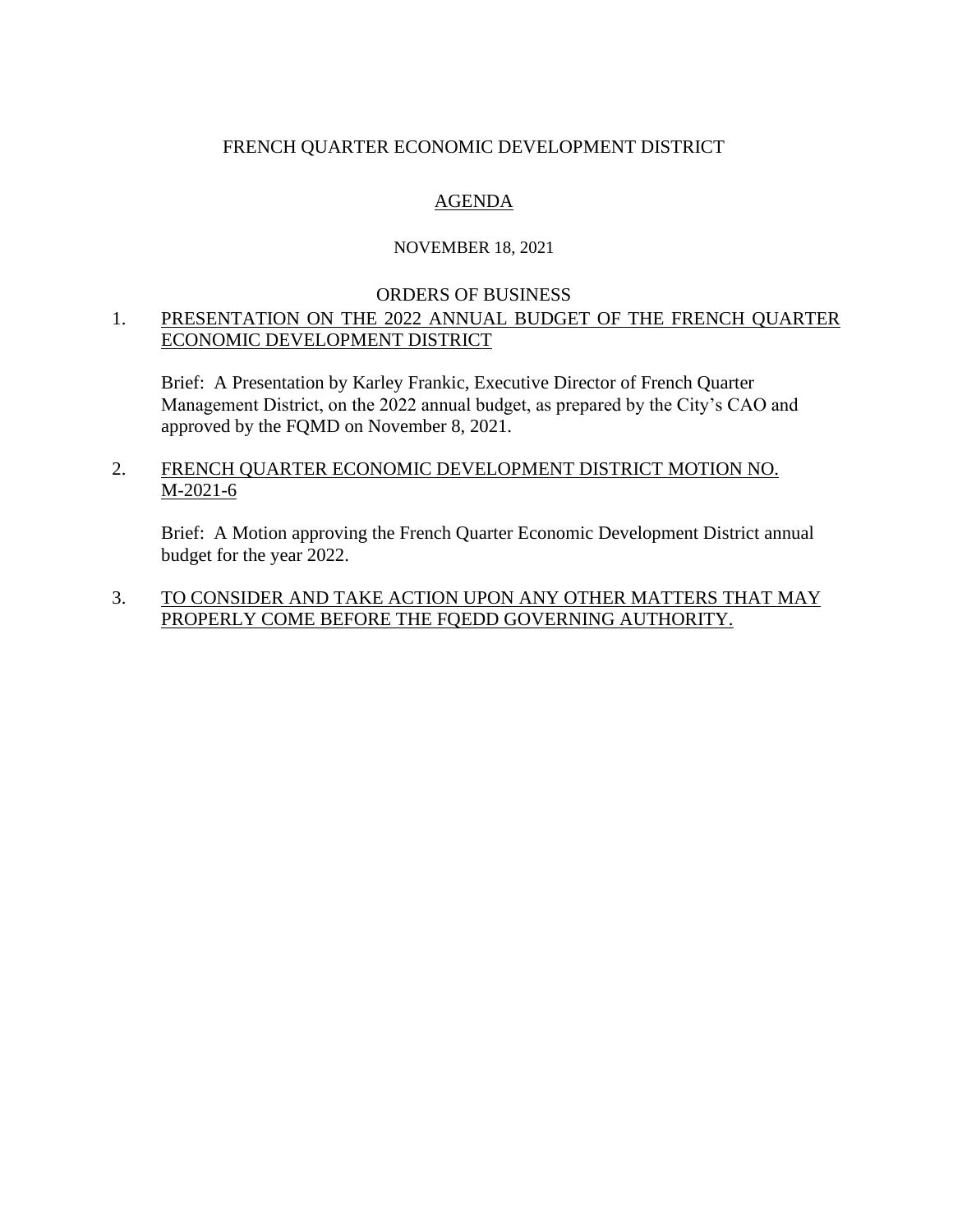# FRENCH QUARTER ECONOMIC DEVELOPMENT DISTRICT

## AGENDA

NOVEMBER 18, 2021

ORDERS OF BUSINESS

1. PRESENTATION ON THE 2022 ANNUAL BUDGET OF THE FRENCH QUARTER ECONOMIC DEVELOPMENT DISTRICT

   Brief: A Presentation by Karley Frankic, Executive Director of French Quarter Management District, on the 2022 annual budget, as prepared by the City's CAO and approved by the FQMD on November 8, 2021.

2. FRENCH QUARTER ECONOMIC DEVELOPMENT DISTRICT MOTION NO. M-2021-6

   Brief: A Motion approving the French Quarter Economic Development District annual budget for the year 2022.

3. TO CONSIDER AND TAKE ACTION UPON ANY OTHER MATTERS THAT MAY PROPERLY COME BEFORE THE FQEDD GOVERNING AUTHORITY.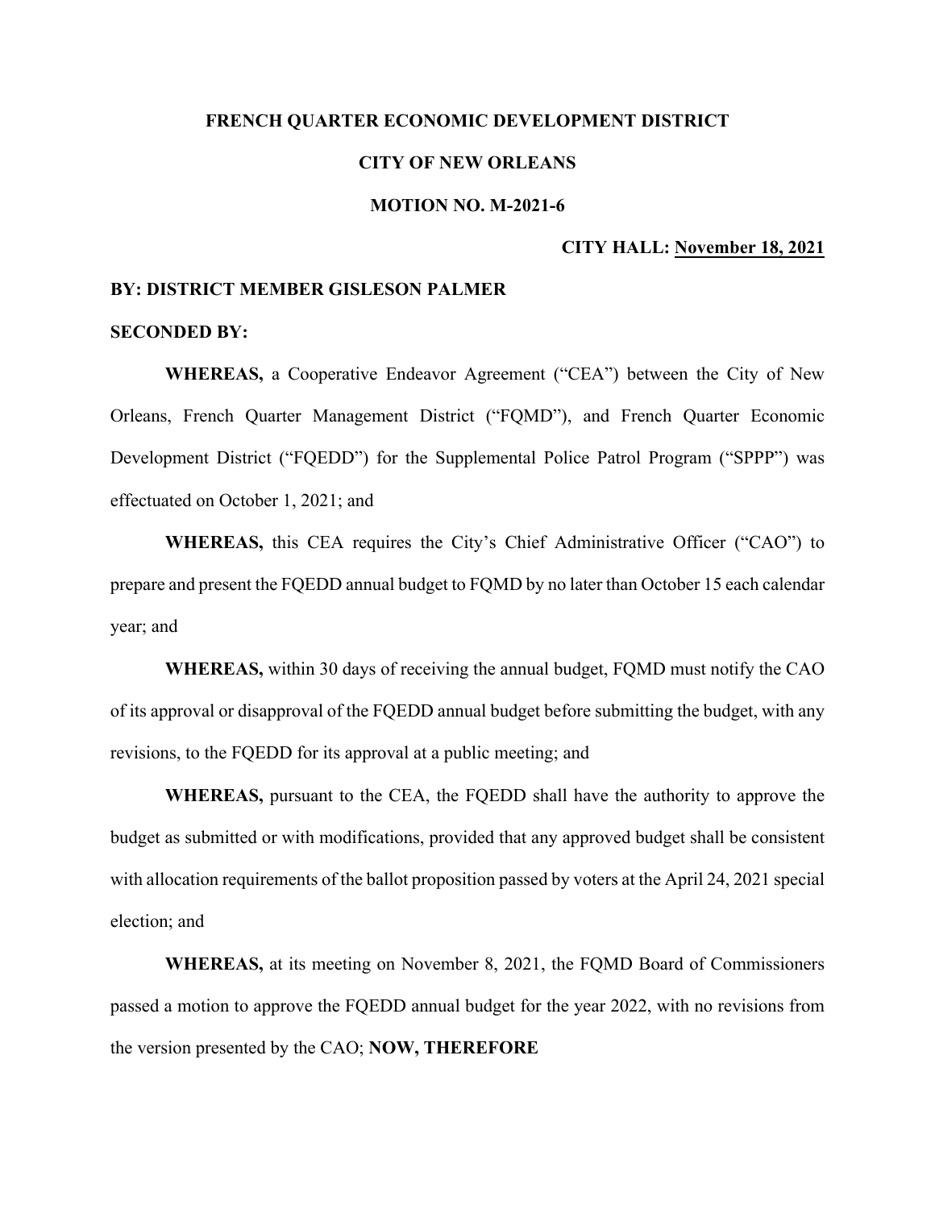**FRENCH QUARTER ECONOMIC DEVELOPMENT DISTRICT**

**CITY OF NEW ORLEANS**

**MOTION NO. M-2021-6**

**CITY HALL: November 18, 2021**

**BY: DISTRICT MEMBER GISLESON PALMER**

**SECONDED BY:**

**WHEREAS,** a Cooperative Endeavor Agreement ("CEA") between the City of New Orleans, French Quarter Management District ("FQMD"), and French Quarter Economic Development District ("FQEDD") for the Supplemental Police Patrol Program ("SPPP") was effectuated on October 1, 2021; and

**WHEREAS,** this CEA requires the City's Chief Administrative Officer ("CAO") to prepare and present the FQEDD annual budget to FQMD by no later than October 15 each calendar year; and

**WHEREAS,** within 30 days of receiving the annual budget, FQMD must notify the CAO of its approval or disapproval of the FQEDD annual budget before submitting the budget, with any revisions, to the FQEDD for its approval at a public meeting; and

**WHEREAS,** pursuant to the CEA, the FQEDD shall have the authority to approve the budget as submitted or with modifications, provided that any approved budget shall be consistent with allocation requirements of the ballot proposition passed by voters at the April 24, 2021 special election; and

**WHEREAS,** at its meeting on November 8, 2021, the FQMD Board of Commissioners passed a motion to approve the FQEDD annual budget for the year 2022, with no revisions from the version presented by the CAO; **NOW, THEREFORE**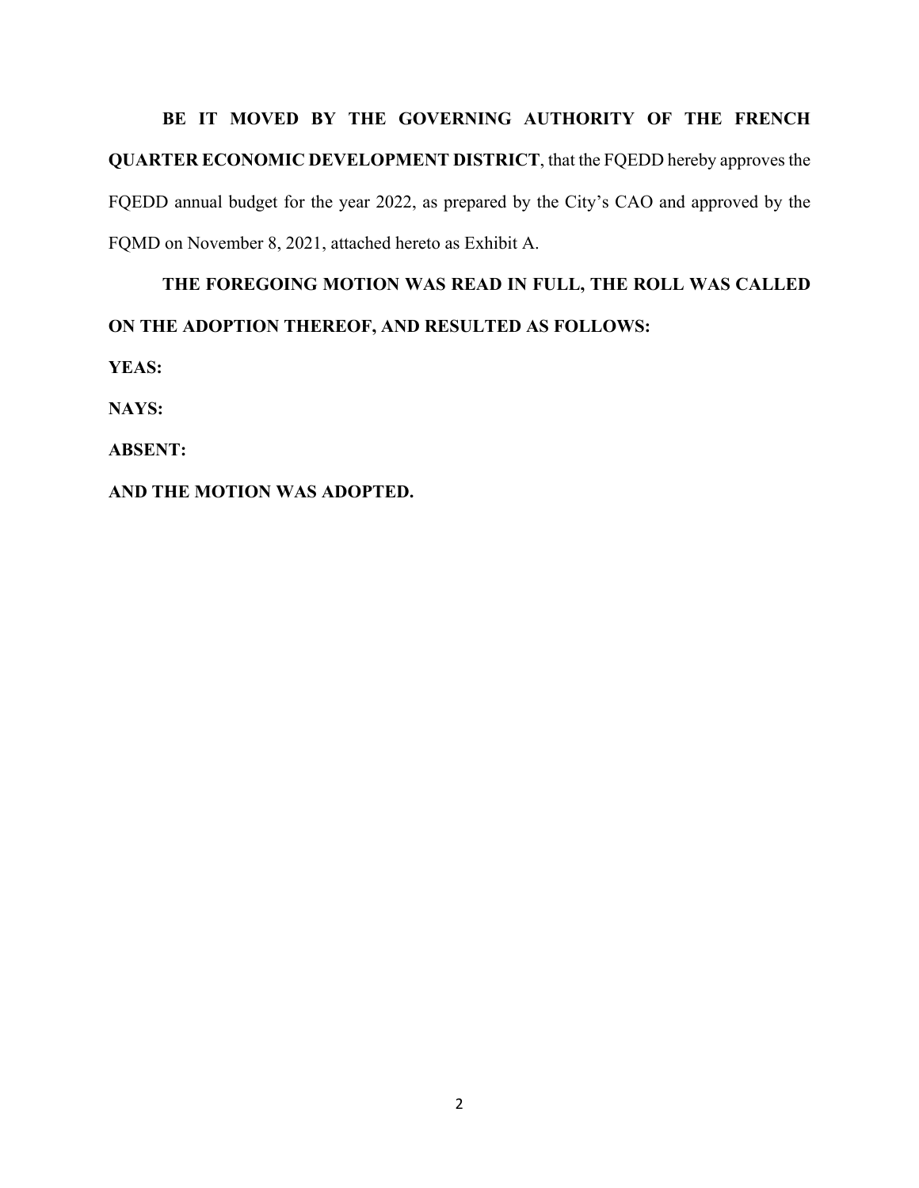**BE IT MOVED BY THE GOVERNING AUTHORITY OF THE FRENCH QUARTER ECONOMIC DEVELOPMENT DISTRICT**, that the FQEDD hereby approves the FQEDD annual budget for the year 2022, as prepared by the City's CAO and approved by the FQMD on November 8, 2021, attached hereto as Exhibit A.

**THE FOREGOING MOTION WAS READ IN FULL, THE ROLL WAS CALLED ON THE ADOPTION THEREOF, AND RESULTED AS FOLLOWS:**

**YEAS:**

**NAYS:**

**ABSENT:**

**AND THE MOTION WAS ADOPTED.**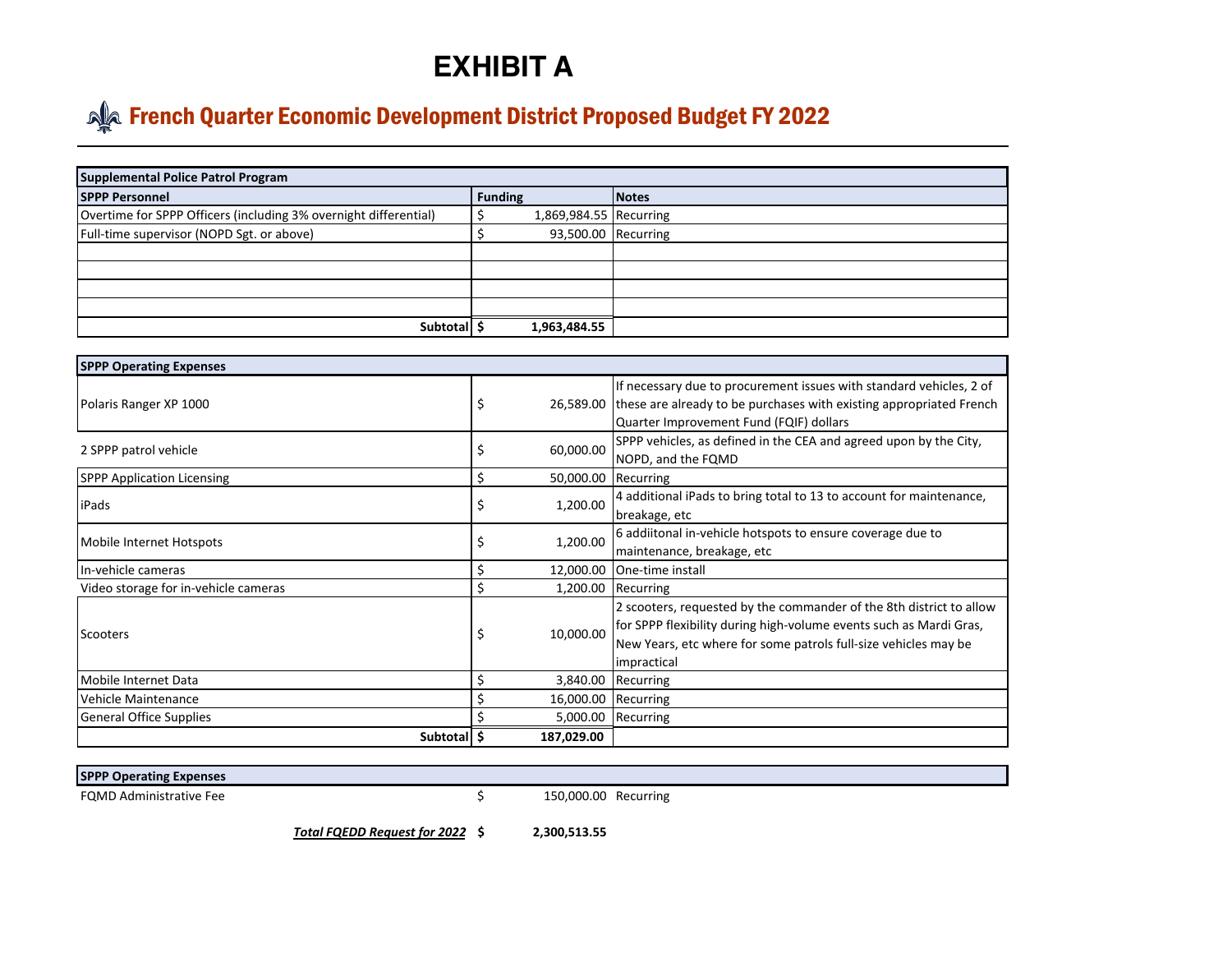# EXHIBIT A

## French Quarter Economic Development District Proposed Budget FY 2022

| Supplemental Police Patrol Program | | |
|---|---|---|
| **SPPP Personnel** | **Funding** | **Notes** |
| Overtime for SPPP Officers (including 3% overnight differential) | $ 1,869,984.55 | Recurring |
| Full-time supervisor (NOPD Sgt. or above) | $ 93,500.00 | Recurring |
| | | |
| | | |
| | | |
| | | |
| **Subtotal** | **$ 1,963,484.55** | |

| SPPP Operating Expenses | | |
|---|---|---|
| Polaris Ranger XP 1000 | $ 26,589.00 | If necessary due to procurement issues with standard vehicles, 2 of these are already to be purchases with existing appropriated French Quarter Improvement Fund (FQIF) dollars |
| 2 SPPP patrol vehicle | $ 60,000.00 | SPPP vehicles, as defined in the CEA and agreed upon by the City, NOPD, and the FQMD |
| SPPP Application Licensing | $ 50,000.00 | Recurring |
| iPads | $ 1,200.00 | 4 additional iPads to bring total to 13 to account for maintenance, breakage, etc |
| Mobile Internet Hotspots | $ 1,200.00 | 6 addiitonal in-vehicle hotspots to ensure coverage due to maintenance, breakage, etc |
| In-vehicle cameras | $ 12,000.00 | One-time install |
| Video storage for in-vehicle cameras | $ 1,200.00 | Recurring |
| Scooters | $ 10,000.00 | 2 scooters, requested by the commander of the 8th district to allow for SPPP flexibility during high-volume events such as Mardi Gras, New Years, etc where for some patrols full-size vehicles may be impractical |
| Mobile Internet Data | $ 3,840.00 | Recurring |
| Vehicle Maintenance | $ 16,000.00 | Recurring |
| General Office Supplies | $ 5,000.00 | Recurring |
| **Subtotal** | **$ 187,029.00** | |

| SPPP Operating Expenses | | |
|---|---|---|
| FQMD Administrative Fee | $ 150,000.00 | Recurring |
| ***Total FQEDD Request for 2022*** | **$ 2,300,513.55** | |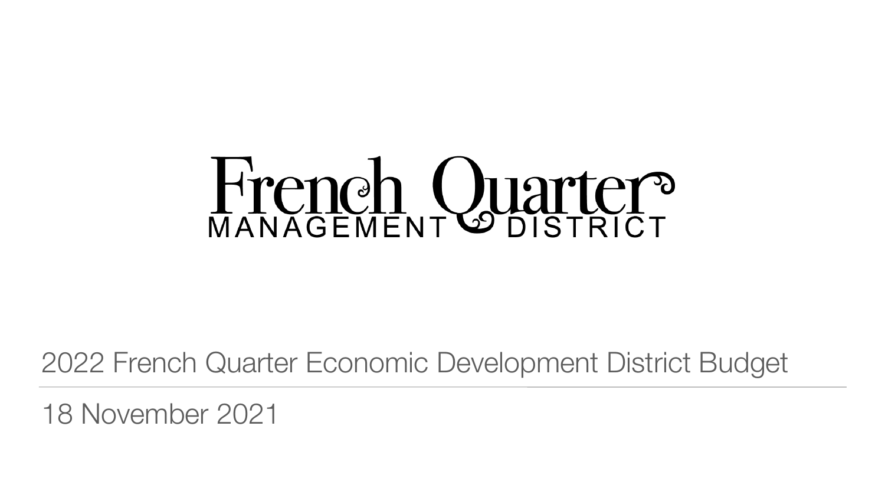# French Quarter MANAGEMENT DISTRICT

2022 French Quarter Economic Development District Budget

18 November 2021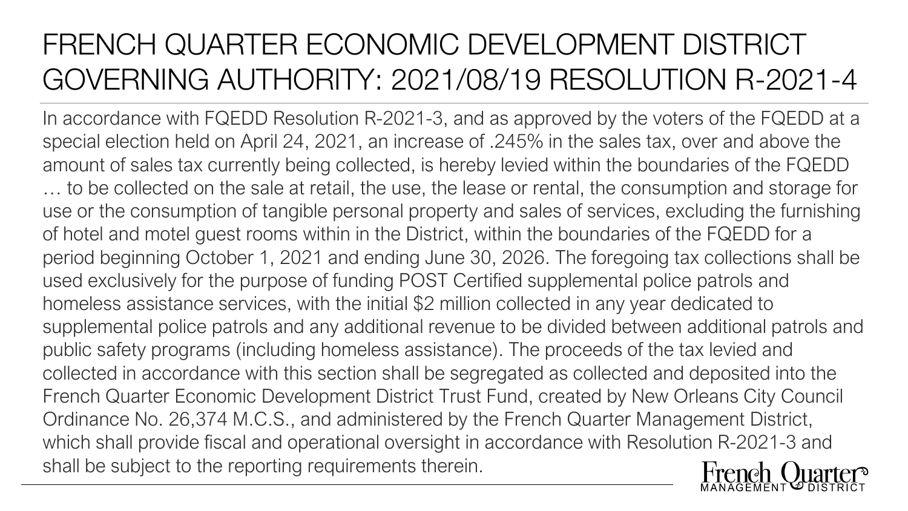# FRENCH QUARTER ECONOMIC DEVELOPMENT DISTRICT GOVERNING AUTHORITY: 2021/08/19 RESOLUTION R-2021-4

In accordance with FQEDD Resolution R-2021-3, and as approved by the voters of the FQEDD at a special election held on April 24, 2021, an increase of .245% in the sales tax, over and above the amount of sales tax currently being collected, is hereby levied within the boundaries of the FQEDD … to be collected on the sale at retail, the use, the lease or rental, the consumption and storage for use or the consumption of tangible personal property and sales of services, excluding the furnishing of hotel and motel guest rooms within in the District, within the boundaries of the FQEDD for a period beginning October 1, 2021 and ending June 30, 2026. The foregoing tax collections shall be used exclusively for the purpose of funding POST Certified supplemental police patrols and homeless assistance services, with the initial $2 million collected in any year dedicated to supplemental police patrols and any additional revenue to be divided between additional patrols and public safety programs (including homeless assistance). The proceeds of the tax levied and collected in accordance with this section shall be segregated as collected and deposited into the French Quarter Economic Development District Trust Fund, created by New Orleans City Council Ordinance No. 26,374 M.C.S., and administered by the French Quarter Management District, which shall provide fiscal and operational oversight in accordance with Resolution R-2021-3 and shall be subject to the reporting requirements therein.

French Quarter MANAGEMENT DISTRICT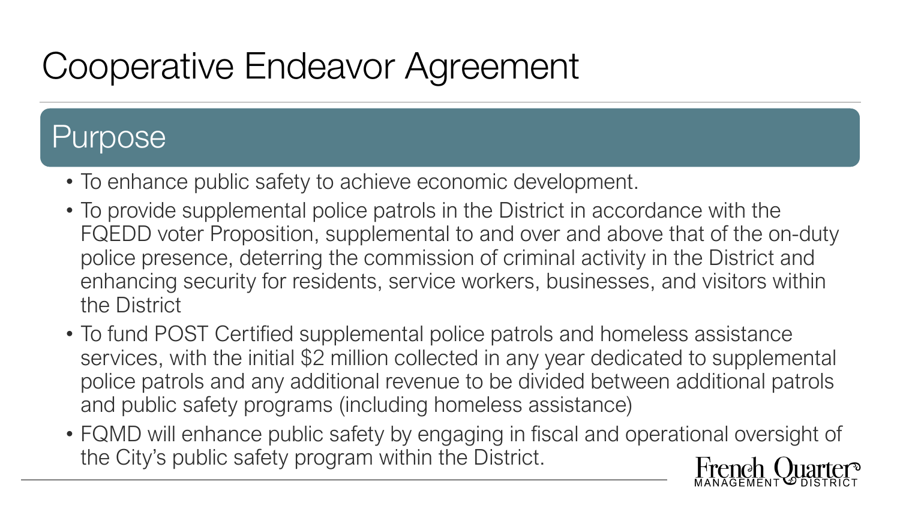# Cooperative Endeavor Agreement

## Purpose

- To enhance public safety to achieve economic development.
- To provide supplemental police patrols in the District in accordance with the FQEDD voter Proposition, supplemental to and over and above that of the on-duty police presence, deterring the commission of criminal activity in the District and enhancing security for residents, service workers, businesses, and visitors within the District
- To fund POST Certified supplemental police patrols and homeless assistance services, with the initial $2 million collected in any year dedicated to supplemental police patrols and any additional revenue to be divided between additional patrols and public safety programs (including homeless assistance)
- FQMD will enhance public safety by engaging in fiscal and operational oversight of the City's public safety program within the District.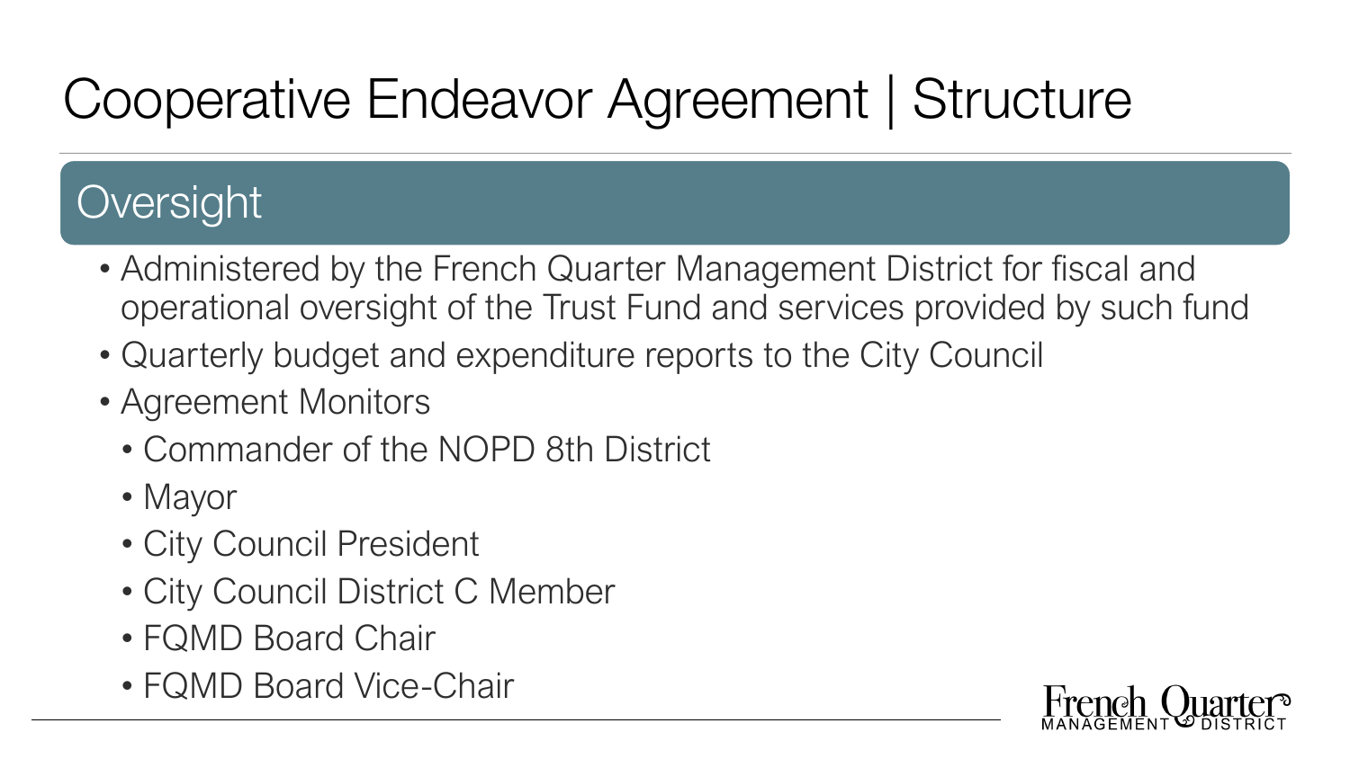# Cooperative Endeavor Agreement | Structure

## Oversight

- Administered by the French Quarter Management District for fiscal and operational oversight of the Trust Fund and services provided by such fund
- Quarterly budget and expenditure reports to the City Council
- Agreement Monitors
  - Commander of the NOPD 8th District
  - Mayor
  - City Council President
  - City Council District C Member
  - FQMD Board Chair
  - FQMD Board Vice-Chair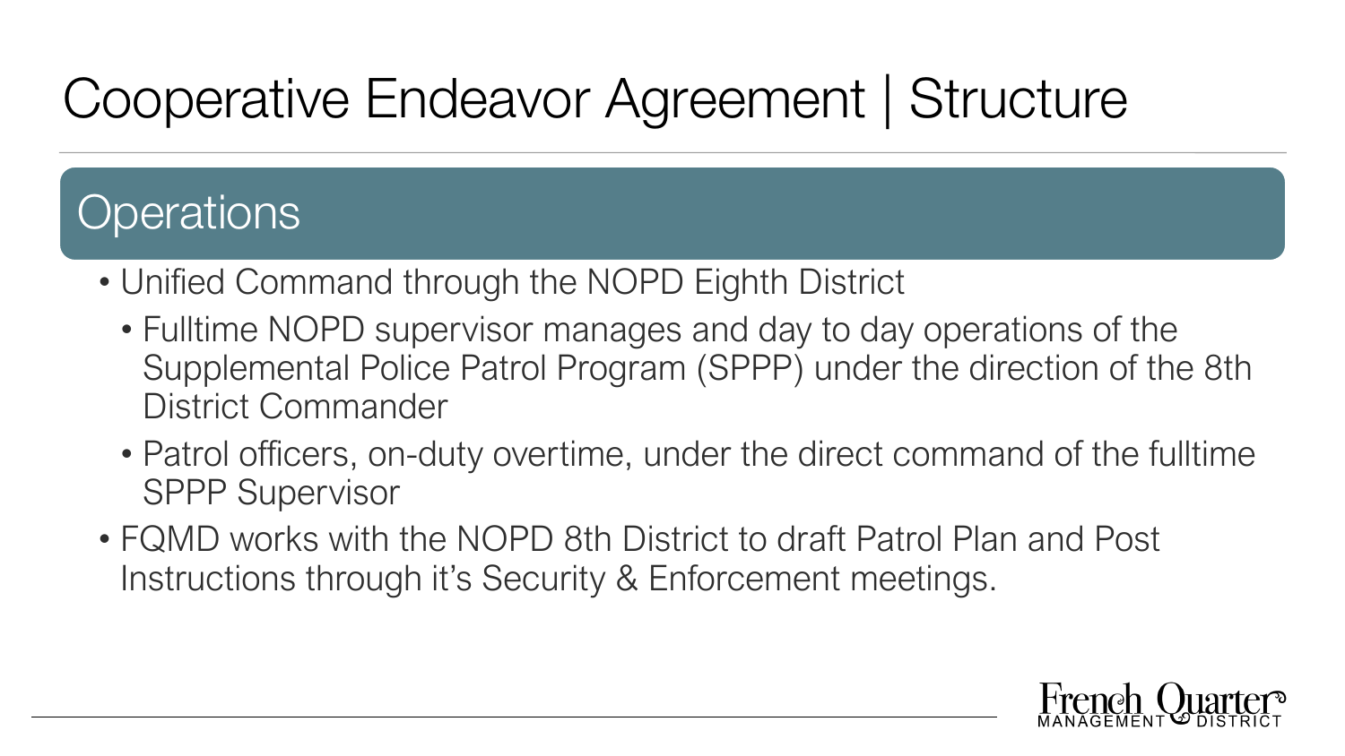# Cooperative Endeavor Agreement | Structure

## Operations

- Unified Command through the NOPD Eighth District
  - Fulltime NOPD supervisor manages and day to day operations of the Supplemental Police Patrol Program (SPPP) under the direction of the 8th District Commander
  - Patrol officers, on-duty overtime, under the direct command of the fulltime SPPP Supervisor
- FQMD works with the NOPD 8th District to draft Patrol Plan and Post Instructions through it's Security & Enforcement meetings.

French Quarter MANAGEMENT DISTRICT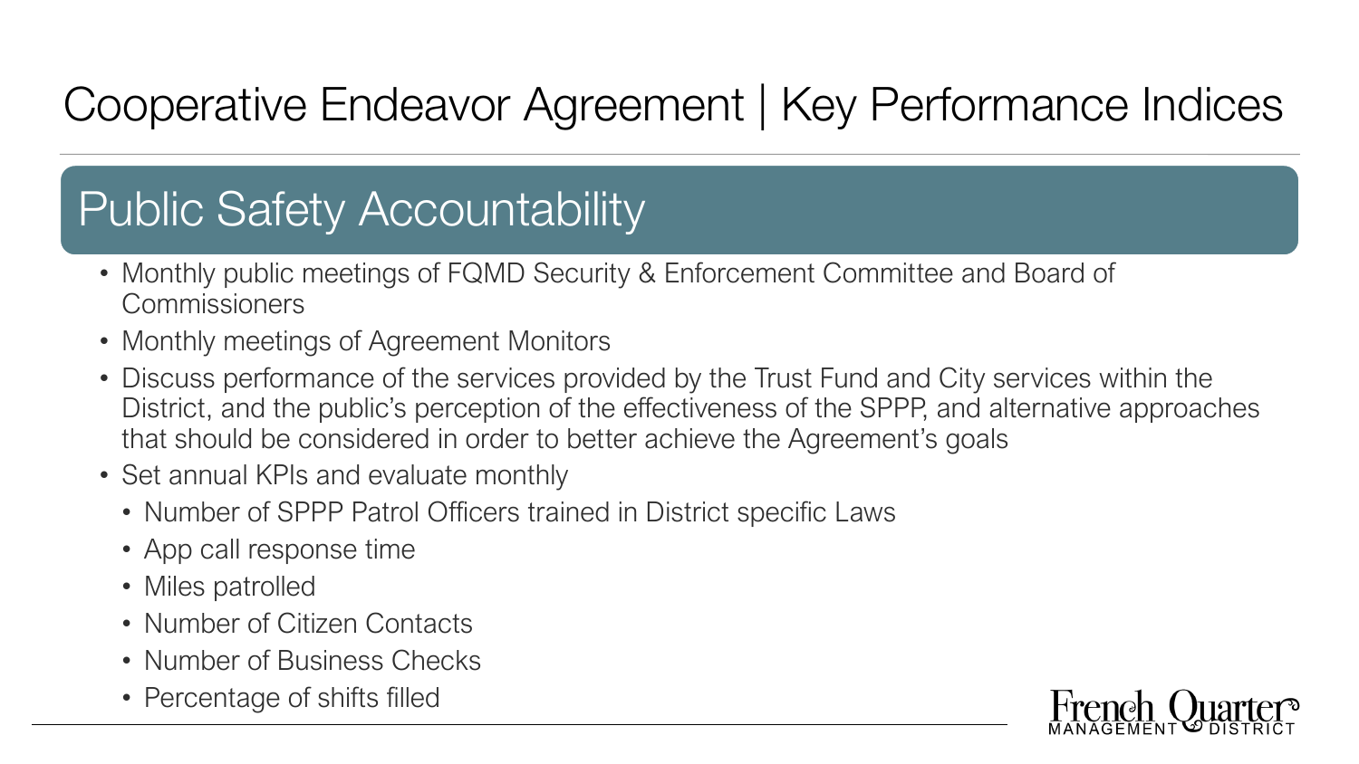# Cooperative Endeavor Agreement | Key Performance Indices

## Public Safety Accountability

- Monthly public meetings of FQMD Security & Enforcement Committee and Board of Commissioners
- Monthly meetings of Agreement Monitors
- Discuss performance of the services provided by the Trust Fund and City services within the District, and the public's perception of the effectiveness of the SPPP, and alternative approaches that should be considered in order to better achieve the Agreement's goals
- Set annual KPIs and evaluate monthly
  - Number of SPPP Patrol Officers trained in District specific Laws
  - App call response time
  - Miles patrolled
  - Number of Citizen Contacts
  - Number of Business Checks
  - Percentage of shifts filled

French Quarter MANAGEMENT DISTRICT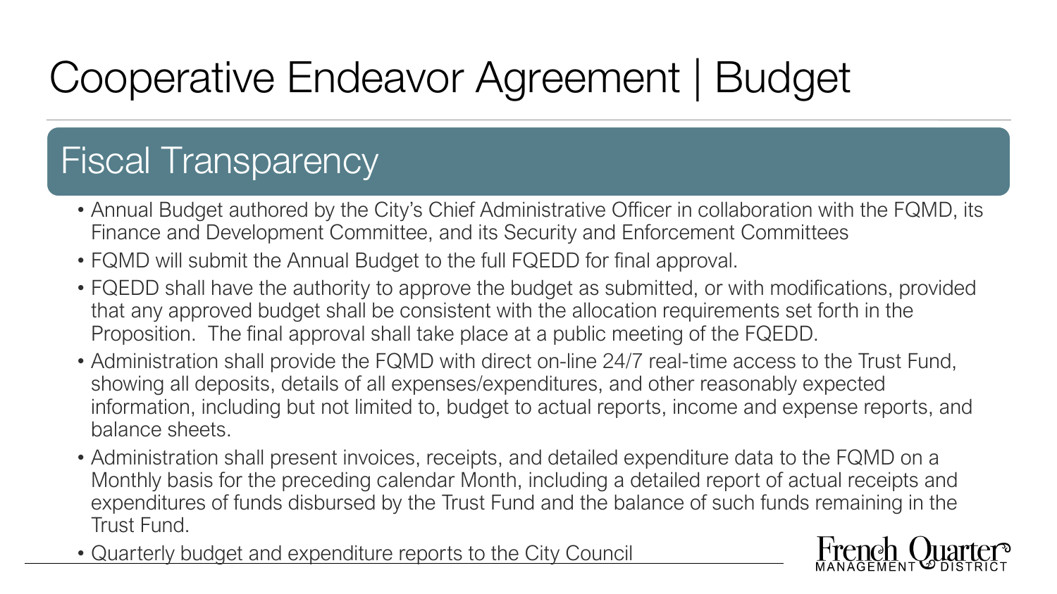# Cooperative Endeavor Agreement | Budget

## Fiscal Transparency

- Annual Budget authored by the City's Chief Administrative Officer in collaboration with the FQMD, its Finance and Development Committee, and its Security and Enforcement Committees
- FQMD will submit the Annual Budget to the full FQEDD for final approval.
- FQEDD shall have the authority to approve the budget as submitted, or with modifications, provided that any approved budget shall be consistent with the allocation requirements set forth in the Proposition. The final approval shall take place at a public meeting of the FQEDD.
- Administration shall provide the FQMD with direct on-line 24/7 real-time access to the Trust Fund, showing all deposits, details of all expenses/expenditures, and other reasonably expected information, including but not limited to, budget to actual reports, income and expense reports, and balance sheets.
- Administration shall present invoices, receipts, and detailed expenditure data to the FQMD on a Monthly basis for the preceding calendar Month, including a detailed report of actual receipts and expenditures of funds disbursed by the Trust Fund and the balance of such funds remaining in the Trust Fund.
- Quarterly budget and expenditure reports to the City Council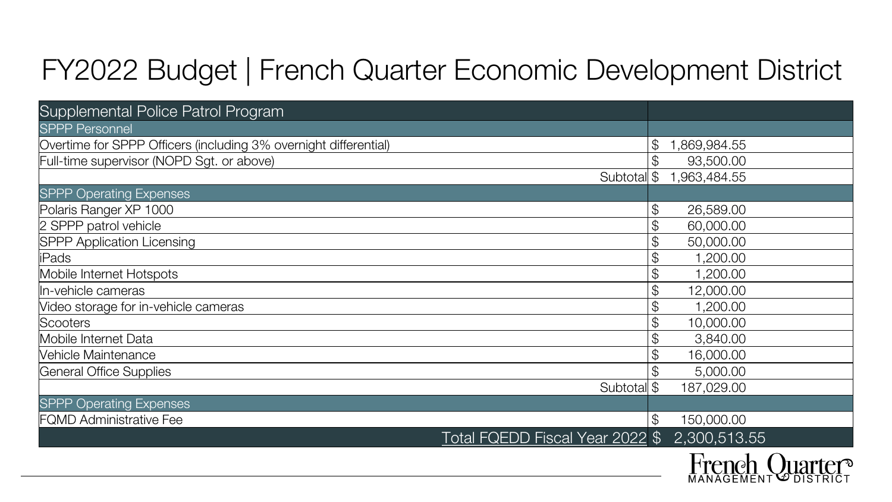# FY2022 Budget | French Quarter Economic Development District

| Supplemental Police Patrol Program | |
|---|---|
| **SPPP Personnel** | |
| Overtime for SPPP Officers (including 3% overnight differential) | $ 1,869,984.55 |
| Full-time supervisor (NOPD Sgt. or above) | $ 93,500.00 |
| Subtotal | $ 1,963,484.55 |
| **SPPP Operating Expenses** | |
| Polaris Ranger XP 1000 | $ 26,589.00 |
| 2 SPPP patrol vehicle | $ 60,000.00 |
| SPPP Application Licensing | $ 50,000.00 |
| iPads | $ 1,200.00 |
| Mobile Internet Hotspots | $ 1,200.00 |
| In-vehicle cameras | $ 12,000.00 |
| Video storage for in-vehicle cameras | $ 1,200.00 |
| Scooters | $ 10,000.00 |
| Mobile Internet Data | $ 3,840.00 |
| Vehicle Maintenance | $ 16,000.00 |
| General Office Supplies | $ 5,000.00 |
| Subtotal | $ 187,029.00 |
| **SPPP Operating Expenses** | |
| FQMD Administrative Fee | $ 150,000.00 |
| Total FQEDD Fiscal Year 2022 | $ 2,300,513.55 |

French Quarter Management District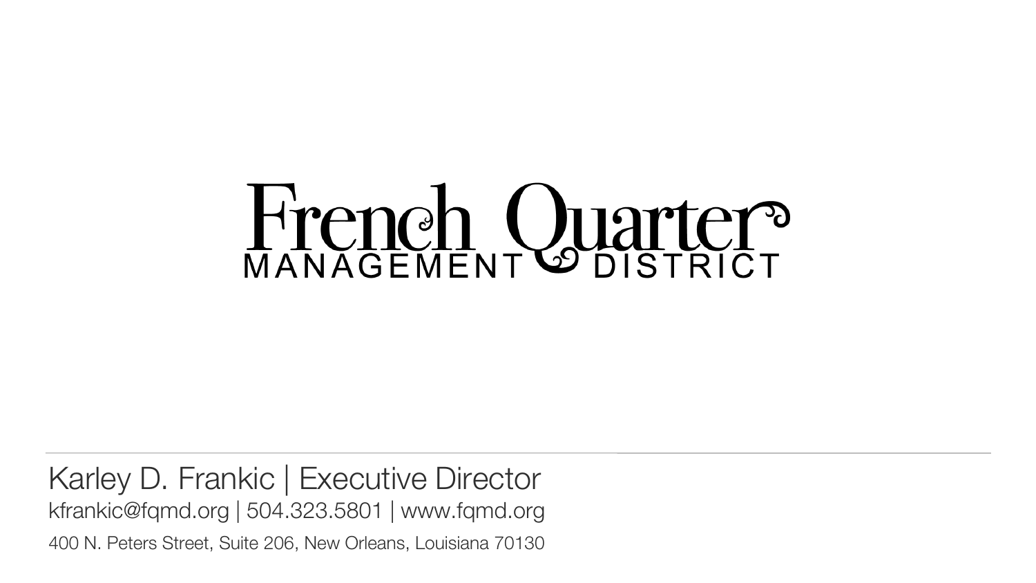# French Quarter MANAGEMENT DISTRICT

---

Karley D. Frankic | Executive Director

kfrankic@fqmd.org | 504.323.5801 | www.fqmd.org

400 N. Peters Street, Suite 206, New Orleans, Louisiana 70130